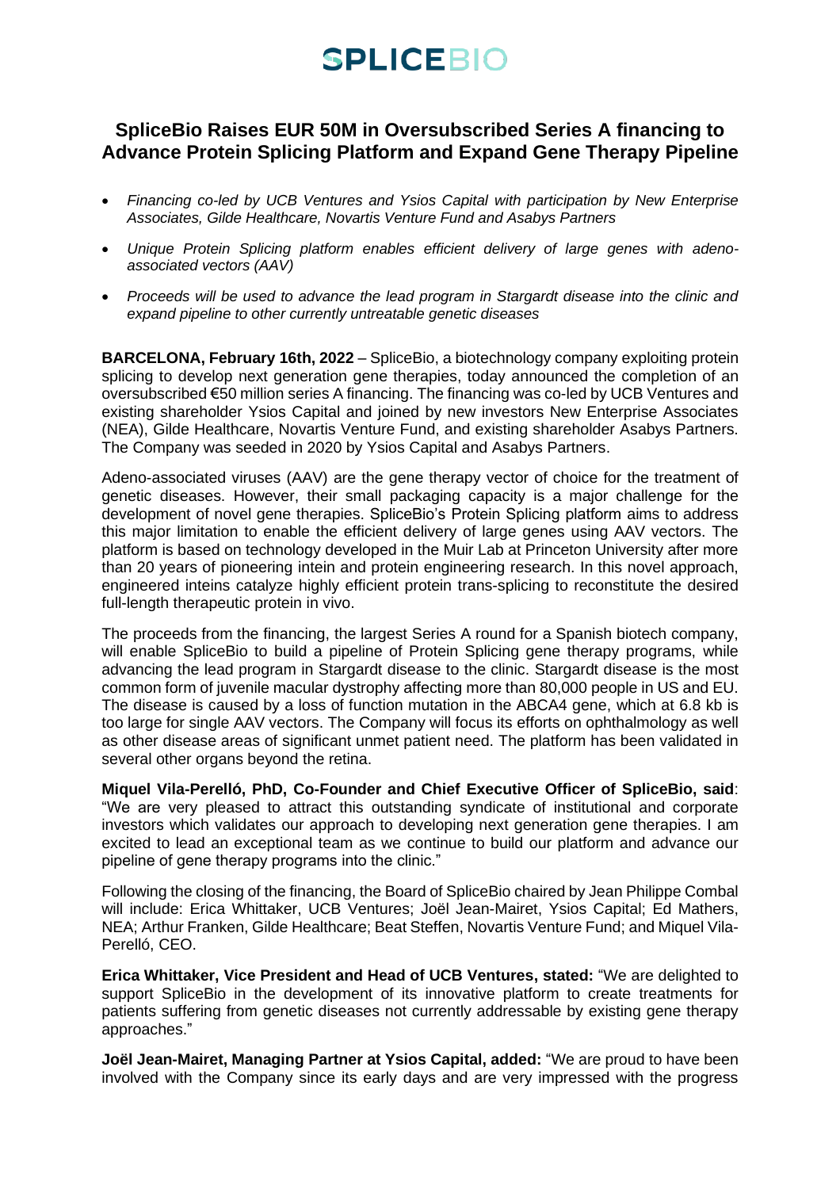# SPLICEBIO

## SpliceBio Raises EUR 50M in Oversubscribed Series A financing to Advance Protein Splicing Platform and Expand Gene Therapy Pipeline

- *Financing co-led by UCB Ventures and Ysios Capital with participation by New Enterprise Associates, Gilde Healthcare, Novartis Venture Fund and Asabys Partners*
- *Unique Protein Splicing platform enables efficient delivery of large genes with adeno-associated vectors (AAV)*
- *Proceeds will be used to advance the lead program in Stargardt disease into the clinic and expand pipeline to other currently untreatable genetic diseases*

**BARCELONA, February 16th, 2022** – SpliceBio, a biotechnology company exploiting protein splicing to develop next generation gene therapies, today announced the completion of an oversubscribed €50 million series A financing. The financing was co-led by UCB Ventures and existing shareholder Ysios Capital and joined by new investors New Enterprise Associates (NEA), Gilde Healthcare, Novartis Venture Fund, and existing shareholder Asabys Partners. The Company was seeded in 2020 by Ysios Capital and Asabys Partners.

Adeno-associated viruses (AAV) are the gene therapy vector of choice for the treatment of genetic diseases. However, their small packaging capacity is a major challenge for the development of novel gene therapies. SpliceBio's Protein Splicing platform aims to address this major limitation to enable the efficient delivery of large genes using AAV vectors. The platform is based on technology developed in the Muir Lab at Princeton University after more than 20 years of pioneering intein and protein engineering research. In this novel approach, engineered inteins catalyze highly efficient protein trans-splicing to reconstitute the desired full-length therapeutic protein in vivo.

The proceeds from the financing, the largest Series A round for a Spanish biotech company, will enable SpliceBio to build a pipeline of Protein Splicing gene therapy programs, while advancing the lead program in Stargardt disease to the clinic. Stargardt disease is the most common form of juvenile macular dystrophy affecting more than 80,000 people in US and EU. The disease is caused by a loss of function mutation in the ABCA4 gene, which at 6.8 kb is too large for single AAV vectors. The Company will focus its efforts on ophthalmology as well as other disease areas of significant unmet patient need. The platform has been validated in several other organs beyond the retina.

**Miquel Vila-Perelló, PhD, Co-Founder and Chief Executive Officer of SpliceBio, said**: "We are very pleased to attract this outstanding syndicate of institutional and corporate investors which validates our approach to developing next generation gene therapies. I am excited to lead an exceptional team as we continue to build our platform and advance our pipeline of gene therapy programs into the clinic."

Following the closing of the financing, the Board of SpliceBio chaired by Jean Philippe Combal will include: Erica Whittaker, UCB Ventures; Joël Jean-Mairet, Ysios Capital; Ed Mathers, NEA; Arthur Franken, Gilde Healthcare; Beat Steffen, Novartis Venture Fund; and Miquel Vila-Perelló, CEO.

**Erica Whittaker, Vice President and Head of UCB Ventures, stated:** "We are delighted to support SpliceBio in the development of its innovative platform to create treatments for patients suffering from genetic diseases not currently addressable by existing gene therapy approaches."

**Joël Jean-Mairet, Managing Partner at Ysios Capital, added:** "We are proud to have been involved with the Company since its early days and are very impressed with the progress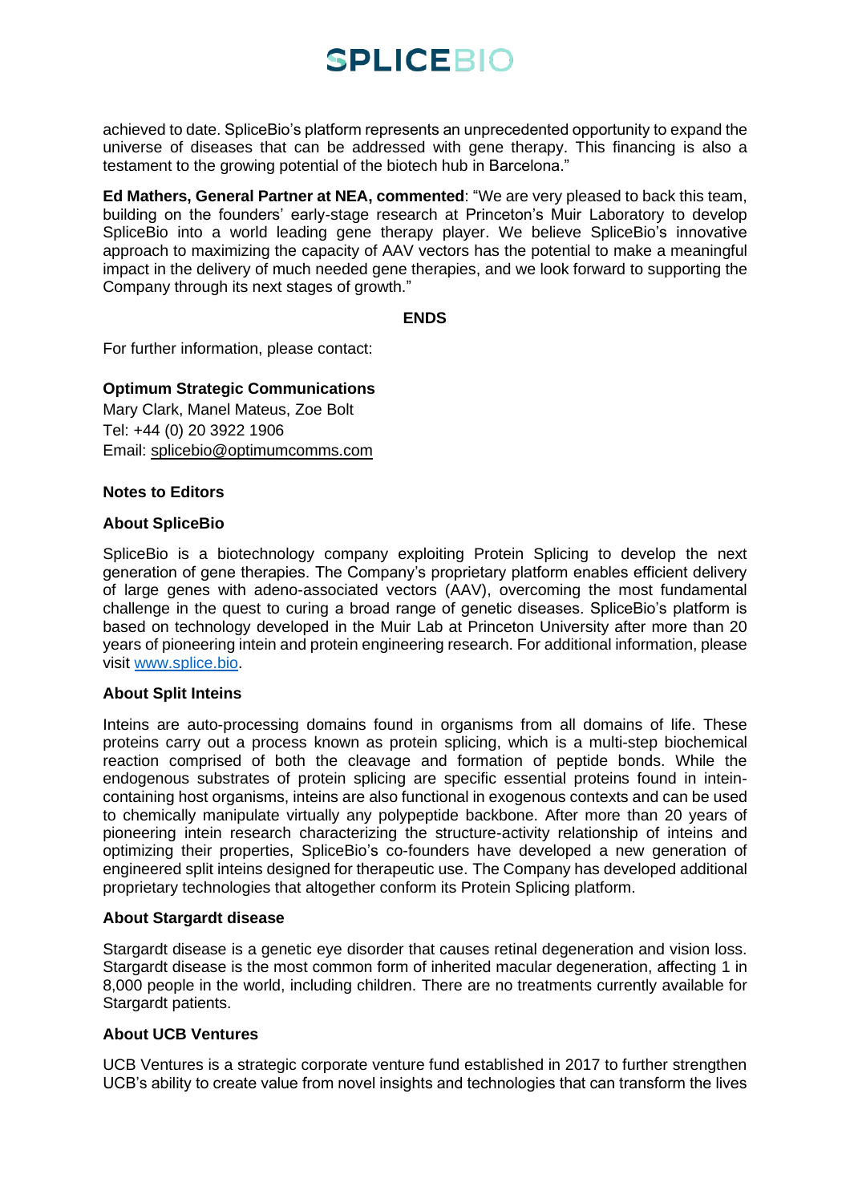achieved to date. SpliceBio's platform represents an unprecedented opportunity to expand the universe of diseases that can be addressed with gene therapy. This financing is also a testament to the growing potential of the biotech hub in Barcelona."

**Ed Mathers, General Partner at NEA, commented**: "We are very pleased to back this team, building on the founders' early-stage research at Princeton's Muir Laboratory to develop SpliceBio into a world leading gene therapy player. We believe SpliceBio's innovative approach to maximizing the capacity of AAV vectors has the potential to make a meaningful impact in the delivery of much needed gene therapies, and we look forward to supporting the Company through its next stages of growth."

**ENDS**

For further information, please contact:

**Optimum Strategic Communications**
Mary Clark, Manel Mateus, Zoe Bolt
Tel: +44 (0) 20 3922 1906
Email: splicebio@optimumcomms.com

**Notes to Editors**

**About SpliceBio**

SpliceBio is a biotechnology company exploiting Protein Splicing to develop the next generation of gene therapies. The Company's proprietary platform enables efficient delivery of large genes with adeno-associated vectors (AAV), overcoming the most fundamental challenge in the quest to curing a broad range of genetic diseases. SpliceBio's platform is based on technology developed in the Muir Lab at Princeton University after more than 20 years of pioneering intein and protein engineering research. For additional information, please visit www.splice.bio.

**About Split Inteins**

Inteins are auto-processing domains found in organisms from all domains of life. These proteins carry out a process known as protein splicing, which is a multi-step biochemical reaction comprised of both the cleavage and formation of peptide bonds. While the endogenous substrates of protein splicing are specific essential proteins found in intein-containing host organisms, inteins are also functional in exogenous contexts and can be used to chemically manipulate virtually any polypeptide backbone. After more than 20 years of pioneering intein research characterizing the structure-activity relationship of inteins and optimizing their properties, SpliceBio's co-founders have developed a new generation of engineered split inteins designed for therapeutic use. The Company has developed additional proprietary technologies that altogether conform its Protein Splicing platform.

**About Stargardt disease**

Stargardt disease is a genetic eye disorder that causes retinal degeneration and vision loss. Stargardt disease is the most common form of inherited macular degeneration, affecting 1 in 8,000 people in the world, including children. There are no treatments currently available for Stargardt patients.

**About UCB Ventures**

UCB Ventures is a strategic corporate venture fund established in 2017 to further strengthen UCB's ability to create value from novel insights and technologies that can transform the lives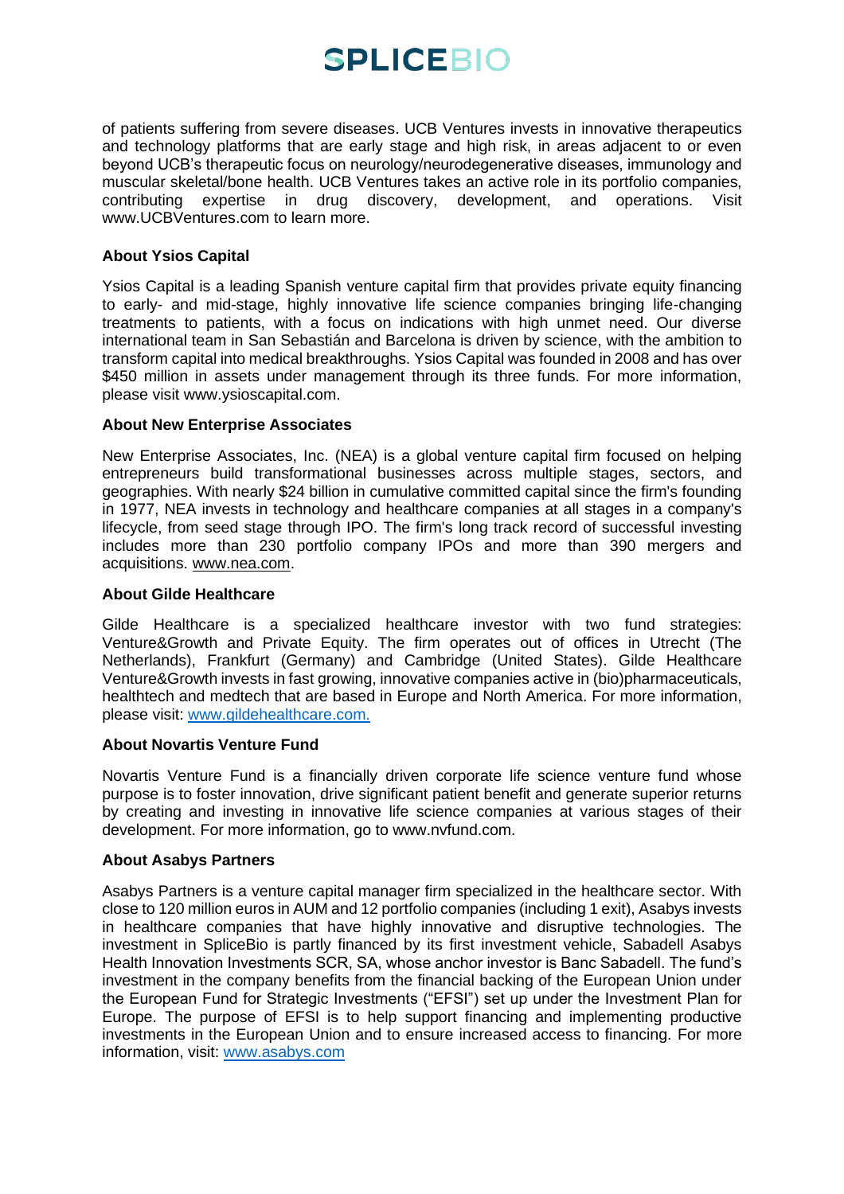of patients suffering from severe diseases. UCB Ventures invests in innovative therapeutics and technology platforms that are early stage and high risk, in areas adjacent to or even beyond UCB's therapeutic focus on neurology/neurodegenerative diseases, immunology and muscular skeletal/bone health. UCB Ventures takes an active role in its portfolio companies, contributing expertise in drug discovery, development, and operations. Visit www.UCBVentures.com to learn more.

**About Ysios Capital**

Ysios Capital is a leading Spanish venture capital firm that provides private equity financing to early- and mid-stage, highly innovative life science companies bringing life-changing treatments to patients, with a focus on indications with high unmet need. Our diverse international team in San Sebastián and Barcelona is driven by science, with the ambition to transform capital into medical breakthroughs. Ysios Capital was founded in 2008 and has over $450 million in assets under management through its three funds. For more information, please visit www.ysioscapital.com.

**About New Enterprise Associates**

New Enterprise Associates, Inc. (NEA) is a global venture capital firm focused on helping entrepreneurs build transformational businesses across multiple stages, sectors, and geographies. With nearly $24 billion in cumulative committed capital since the firm's founding in 1977, NEA invests in technology and healthcare companies at all stages in a company's lifecycle, from seed stage through IPO. The firm's long track record of successful investing includes more than 230 portfolio company IPOs and more than 390 mergers and acquisitions. www.nea.com.

**About Gilde Healthcare**

Gilde Healthcare is a specialized healthcare investor with two fund strategies: Venture&Growth and Private Equity. The firm operates out of offices in Utrecht (The Netherlands), Frankfurt (Germany) and Cambridge (United States). Gilde Healthcare Venture&Growth invests in fast growing, innovative companies active in (bio)pharmaceuticals, healthtech and medtech that are based in Europe and North America. For more information, please visit: www.gildehealthcare.com.

**About Novartis Venture Fund**

Novartis Venture Fund is a financially driven corporate life science venture fund whose purpose is to foster innovation, drive significant patient benefit and generate superior returns by creating and investing in innovative life science companies at various stages of their development. For more information, go to www.nvfund.com.

**About Asabys Partners**

Asabys Partners is a venture capital manager firm specialized in the healthcare sector. With close to 120 million euros in AUM and 12 portfolio companies (including 1 exit), Asabys invests in healthcare companies that have highly innovative and disruptive technologies. The investment in SpliceBio is partly financed by its first investment vehicle, Sabadell Asabys Health Innovation Investments SCR, SA, whose anchor investor is Banc Sabadell. The fund's investment in the company benefits from the financial backing of the European Union under the European Fund for Strategic Investments ("EFSI") set up under the Investment Plan for Europe. The purpose of EFSI is to help support financing and implementing productive investments in the European Union and to ensure increased access to financing. For more information, visit: www.asabys.com